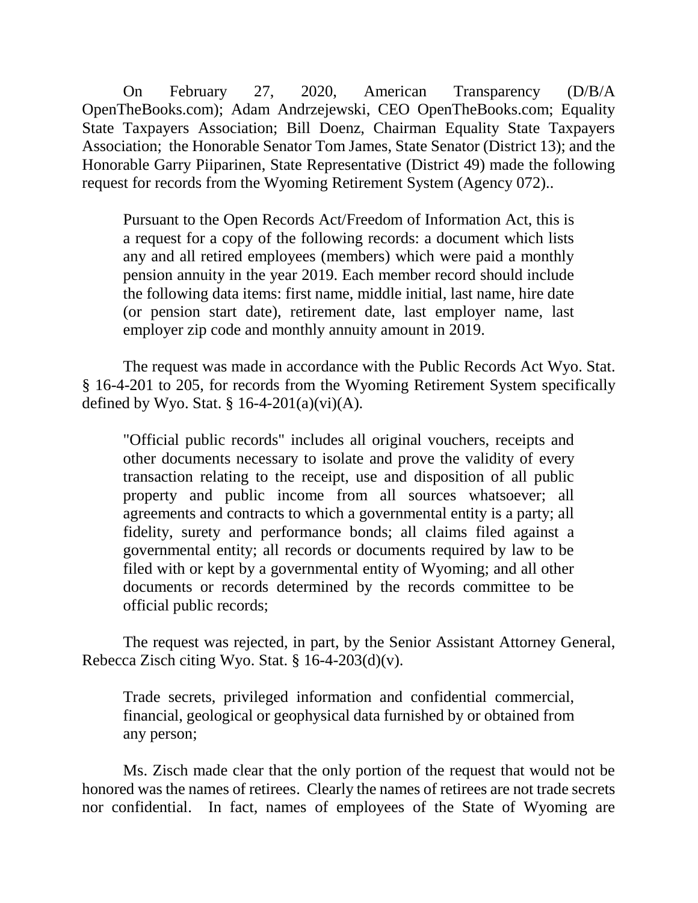On February 27, 2020, American Transparency (D/B/A OpenTheBooks.com); Adam Andrzejewski, CEO OpenTheBooks.com; Equality State Taxpayers Association; Bill Doenz, Chairman Equality State Taxpayers Association; the Honorable Senator Tom James, State Senator (District 13); and the Honorable Garry Piiparinen, State Representative (District 49) made the following request for records from the Wyoming Retirement System (Agency 072)..

> Pursuant to the Open Records Act/Freedom of Information Act, this is a request for a copy of the following records: a document which lists any and all retired employees (members) which were paid a monthly pension annuity in the year 2019. Each member record should include the following data items: first name, middle initial, last name, hire date (or pension start date), retirement date, last employer name, last employer zip code and monthly annuity amount in 2019.

The request was made in accordance with the Public Records Act Wyo. Stat. § 16-4-201 to 205, for records from the Wyoming Retirement System specifically defined by Wyo. Stat. § 16-4-201(a)(vi)(A).

> "Official public records" includes all original vouchers, receipts and other documents necessary to isolate and prove the validity of every transaction relating to the receipt, use and disposition of all public property and public income from all sources whatsoever; all agreements and contracts to which a governmental entity is a party; all fidelity, surety and performance bonds; all claims filed against a governmental entity; all records or documents required by law to be filed with or kept by a governmental entity of Wyoming; and all other documents or records determined by the records committee to be official public records;

The request was rejected, in part, by the Senior Assistant Attorney General, Rebecca Zisch citing Wyo. Stat. § 16-4-203(d)(v).

> Trade secrets, privileged information and confidential commercial, financial, geological or geophysical data furnished by or obtained from any person;

Ms. Zisch made clear that the only portion of the request that would not be honored was the names of retirees. Clearly the names of retirees are not trade secrets nor confidential. In fact, names of employees of the State of Wyoming are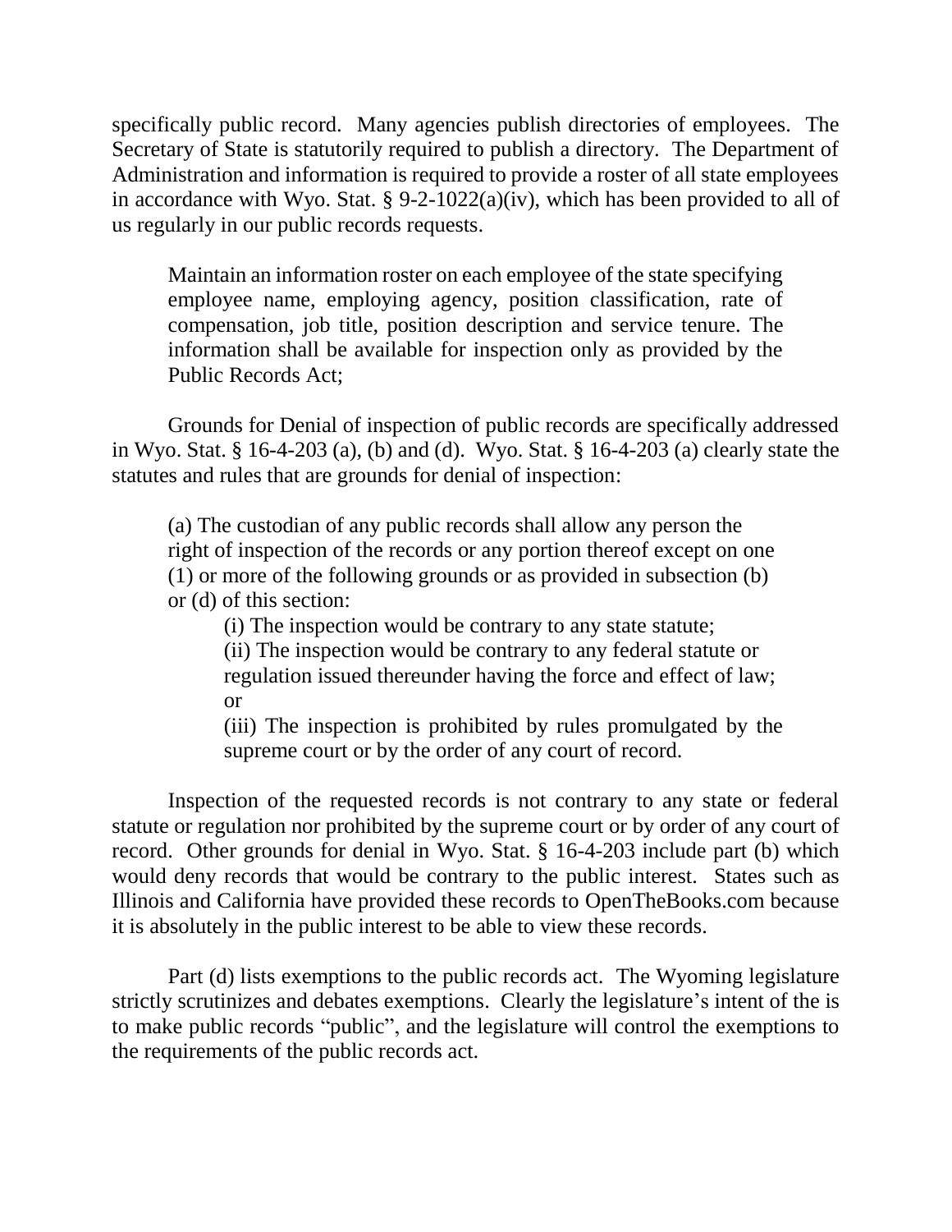specifically public record. Many agencies publish directories of employees. The Secretary of State is statutorily required to publish a directory. The Department of Administration and information is required to provide a roster of all state employees in accordance with Wyo. Stat. § 9-2-1022(a)(iv), which has been provided to all of us regularly in our public records requests.

> Maintain an information roster on each employee of the state specifying employee name, employing agency, position classification, rate of compensation, job title, position description and service tenure. The information shall be available for inspection only as provided by the Public Records Act;

Grounds for Denial of inspection of public records are specifically addressed in Wyo. Stat. § 16-4-203 (a), (b) and (d). Wyo. Stat. § 16-4-203 (a) clearly state the statutes and rules that are grounds for denial of inspection:

> (a) The custodian of any public records shall allow any person the right of inspection of the records or any portion thereof except on one (1) or more of the following grounds or as provided in subsection (b) or (d) of this section:
>
> (i) The inspection would be contrary to any state statute;
>
> (ii) The inspection would be contrary to any federal statute or regulation issued thereunder having the force and effect of law; or
>
> (iii) The inspection is prohibited by rules promulgated by the supreme court or by the order of any court of record.

Inspection of the requested records is not contrary to any state or federal statute or regulation nor prohibited by the supreme court or by order of any court of record. Other grounds for denial in Wyo. Stat. § 16-4-203 include part (b) which would deny records that would be contrary to the public interest. States such as Illinois and California have provided these records to OpenTheBooks.com because it is absolutely in the public interest to be able to view these records.

Part (d) lists exemptions to the public records act. The Wyoming legislature strictly scrutinizes and debates exemptions. Clearly the legislature's intent of the is to make public records "public", and the legislature will control the exemptions to the requirements of the public records act.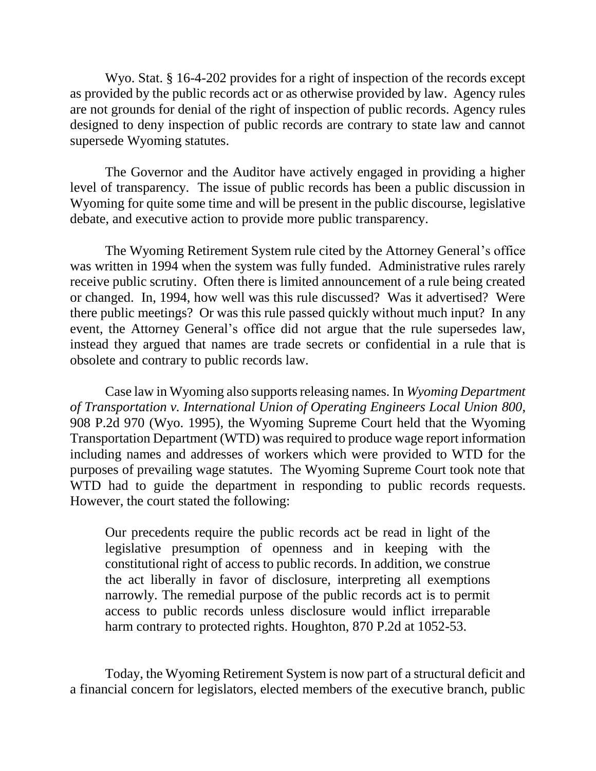Wyo. Stat. § 16-4-202 provides for a right of inspection of the records except as provided by the public records act or as otherwise provided by law. Agency rules are not grounds for denial of the right of inspection of public records. Agency rules designed to deny inspection of public records are contrary to state law and cannot supersede Wyoming statutes.

The Governor and the Auditor have actively engaged in providing a higher level of transparency. The issue of public records has been a public discussion in Wyoming for quite some time and will be present in the public discourse, legislative debate, and executive action to provide more public transparency.

The Wyoming Retirement System rule cited by the Attorney General's office was written in 1994 when the system was fully funded. Administrative rules rarely receive public scrutiny. Often there is limited announcement of a rule being created or changed. In, 1994, how well was this rule discussed? Was it advertised? Were there public meetings? Or was this rule passed quickly without much input? In any event, the Attorney General's office did not argue that the rule supersedes law, instead they argued that names are trade secrets or confidential in a rule that is obsolete and contrary to public records law.

Case law in Wyoming also supports releasing names. In *Wyoming Department of Transportation v. International Union of Operating Engineers Local Union 800*, 908 P.2d 970 (Wyo. 1995), the Wyoming Supreme Court held that the Wyoming Transportation Department (WTD) was required to produce wage report information including names and addresses of workers which were provided to WTD for the purposes of prevailing wage statutes. The Wyoming Supreme Court took note that WTD had to guide the department in responding to public records requests. However, the court stated the following:

> Our precedents require the public records act be read in light of the legislative presumption of openness and in keeping with the constitutional right of access to public records. In addition, we construe the act liberally in favor of disclosure, interpreting all exemptions narrowly. The remedial purpose of the public records act is to permit access to public records unless disclosure would inflict irreparable harm contrary to protected rights. Houghton, 870 P.2d at 1052-53.

Today, the Wyoming Retirement System is now part of a structural deficit and a financial concern for legislators, elected members of the executive branch, public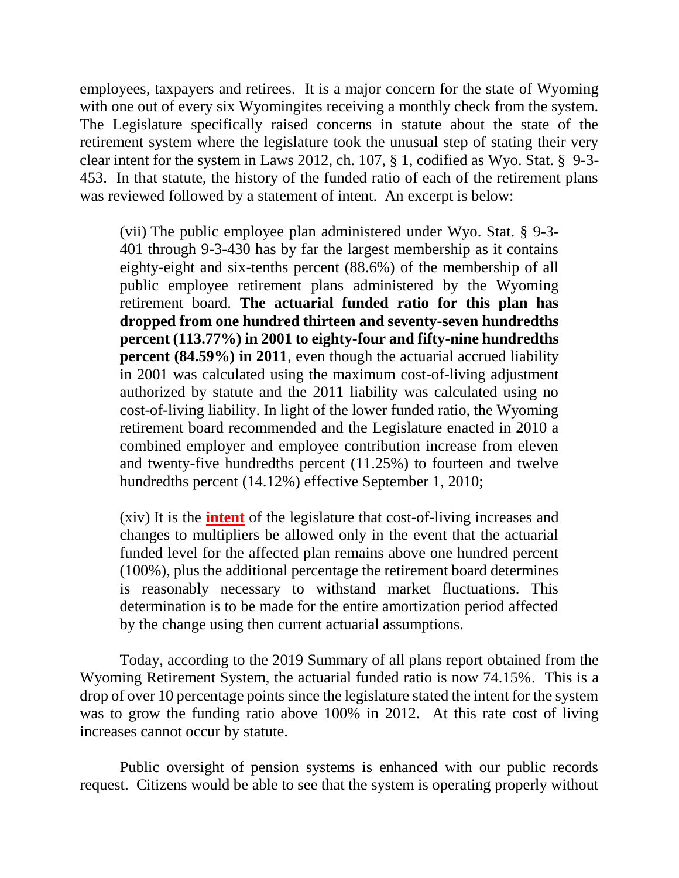employees, taxpayers and retirees. It is a major concern for the state of Wyoming with one out of every six Wyomingites receiving a monthly check from the system. The Legislature specifically raised concerns in statute about the state of the retirement system where the legislature took the unusual step of stating their very clear intent for the system in Laws 2012, ch. 107, § 1, codified as Wyo. Stat. § 9-3-453. In that statute, the history of the funded ratio of each of the retirement plans was reviewed followed by a statement of intent. An excerpt is below:

> (vii) The public employee plan administered under Wyo. Stat. § 9-3-401 through 9-3-430 has by far the largest membership as it contains eighty-eight and six-tenths percent (88.6%) of the membership of all public employee retirement plans administered by the Wyoming retirement board. **The actuarial funded ratio for this plan has dropped from one hundred thirteen and seventy-seven hundredths percent (113.77%) in 2001 to eighty-four and fifty-nine hundredths percent (84.59%) in 2011**, even though the actuarial accrued liability in 2001 was calculated using the maximum cost-of-living adjustment authorized by statute and the 2011 liability was calculated using no cost-of-living liability. In light of the lower funded ratio, the Wyoming retirement board recommended and the Legislature enacted in 2010 a combined employer and employee contribution increase from eleven and twenty-five hundredths percent (11.25%) to fourteen and twelve hundredths percent (14.12%) effective September 1, 2010;
>
> (xiv) It is the **intent** of the legislature that cost-of-living increases and changes to multipliers be allowed only in the event that the actuarial funded level for the affected plan remains above one hundred percent (100%), plus the additional percentage the retirement board determines is reasonably necessary to withstand market fluctuations. This determination is to be made for the entire amortization period affected by the change using then current actuarial assumptions.

Today, according to the 2019 Summary of all plans report obtained from the Wyoming Retirement System, the actuarial funded ratio is now 74.15%. This is a drop of over 10 percentage points since the legislature stated the intent for the system was to grow the funding ratio above 100% in 2012. At this rate cost of living increases cannot occur by statute.

Public oversight of pension systems is enhanced with our public records request. Citizens would be able to see that the system is operating properly without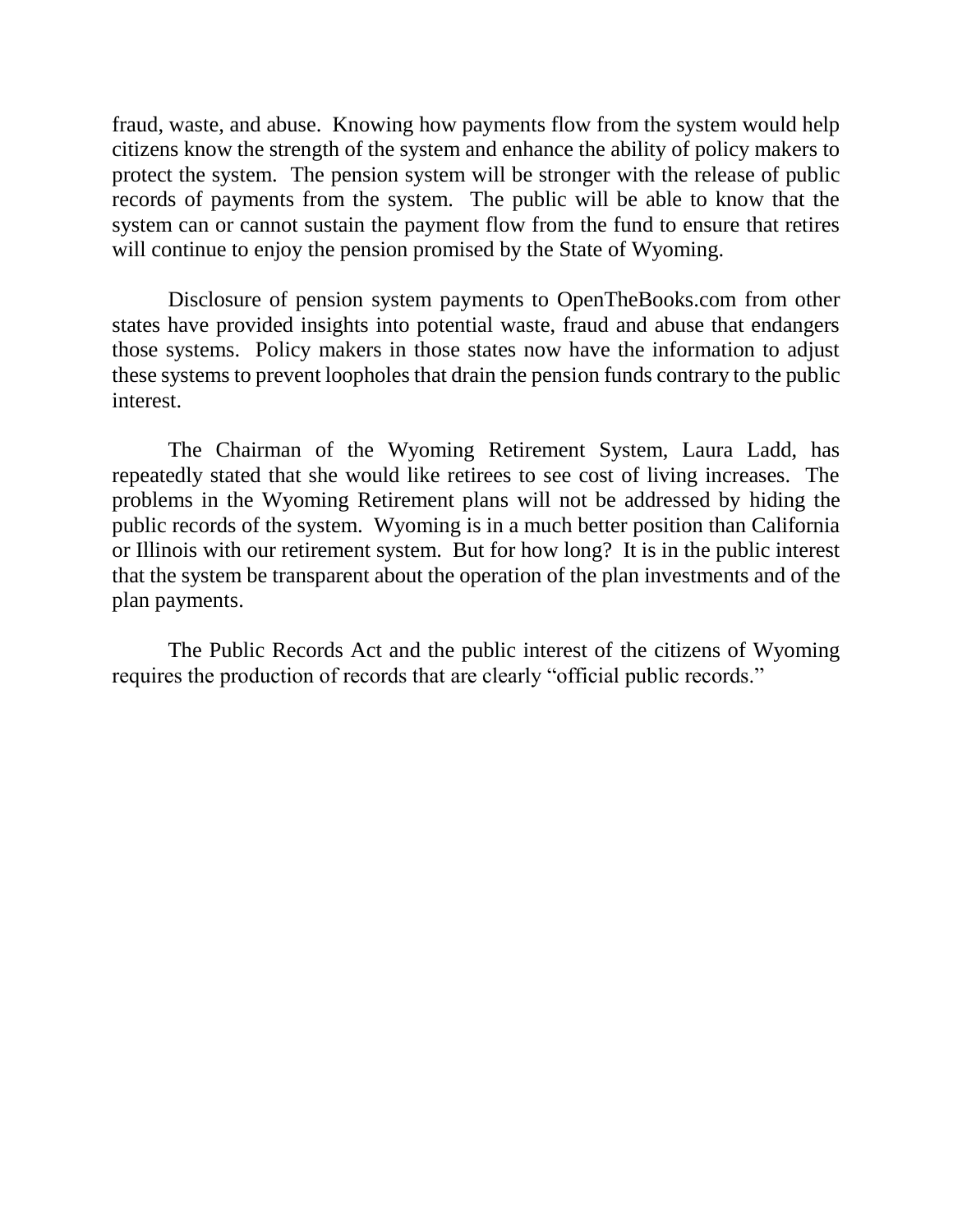fraud, waste, and abuse. Knowing how payments flow from the system would help citizens know the strength of the system and enhance the ability of policy makers to protect the system. The pension system will be stronger with the release of public records of payments from the system. The public will be able to know that the system can or cannot sustain the payment flow from the fund to ensure that retires will continue to enjoy the pension promised by the State of Wyoming.

Disclosure of pension system payments to OpenTheBooks.com from other states have provided insights into potential waste, fraud and abuse that endangers those systems. Policy makers in those states now have the information to adjust these systems to prevent loopholes that drain the pension funds contrary to the public interest.

The Chairman of the Wyoming Retirement System, Laura Ladd, has repeatedly stated that she would like retirees to see cost of living increases. The problems in the Wyoming Retirement plans will not be addressed by hiding the public records of the system. Wyoming is in a much better position than California or Illinois with our retirement system. But for how long? It is in the public interest that the system be transparent about the operation of the plan investments and of the plan payments.

The Public Records Act and the public interest of the citizens of Wyoming requires the production of records that are clearly "official public records."